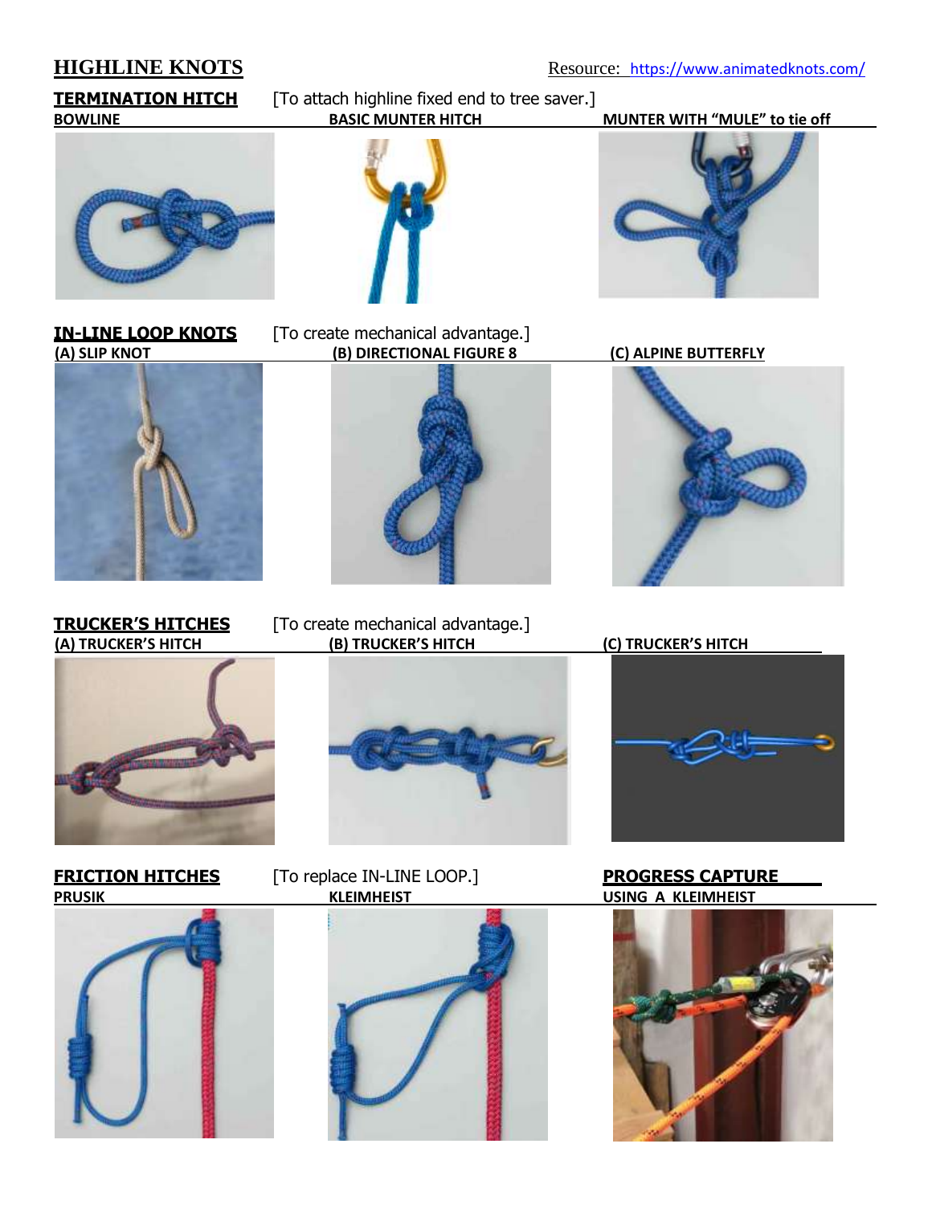# HIGHLINE KNOTS

Resource: https://www.animatedknots.com/

## TERMINATION HITCH

[To attach highline fixed end to tree saver.]

**BOWLINE** | **BASIC MUNTER HITCH** | **MUNTER WITH "MULE" to tie off**

## IN-LINE LOOP KNOTS

[To create mechanical advantage.]

**(A) SLIP KNOT** | **(B) DIRECTIONAL FIGURE 8** | **(C) ALPINE BUTTERFLY**

## TRUCKER'S HITCHES

[To create mechanical advantage.]

**(A) TRUCKER'S HITCH** | **(B) TRUCKER'S HITCH** | **(C) TRUCKER'S HITCH**

## FRICTION HITCHES

[To replace IN-LINE LOOP.]

**PRUSIK** | **KLEIMHEIST**

## PROGRESS CAPTURE

**USING A KLEIMHEIST**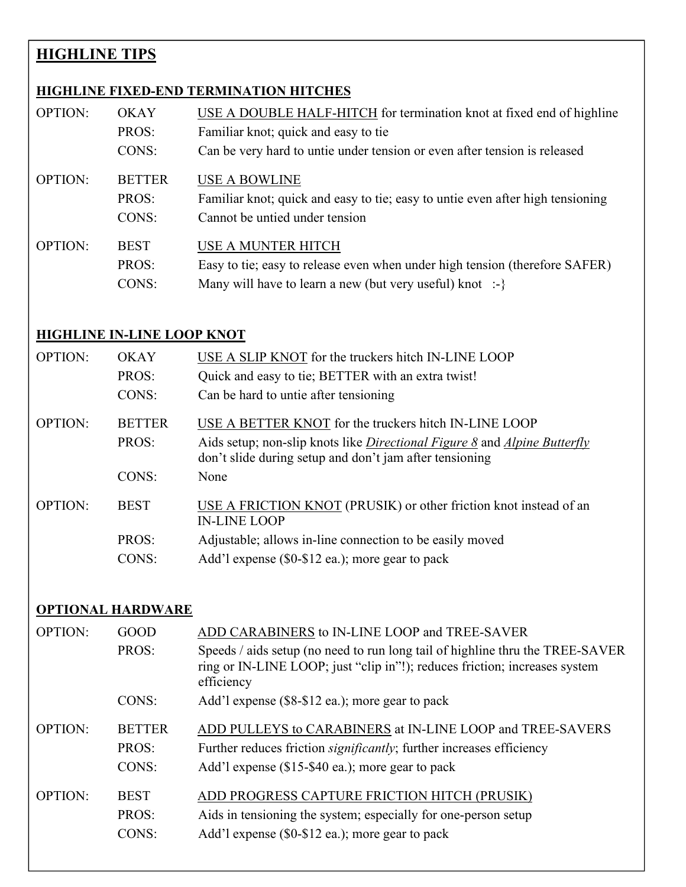## HIGHLINE TIPS

### HIGHLINE FIXED-END TERMINATION HITCHES

| | | |
|---|---|---|
| OPTION: | OKAY | USE A DOUBLE HALF-HITCH for termination knot at fixed end of highline |
| | PROS: | Familiar knot; quick and easy to tie |
| | CONS: | Can be very hard to untie under tension or even after tension is released |
| OPTION: | BETTER | USE A BOWLINE |
| | PROS: | Familiar knot; quick and easy to tie; easy to untie even after high tensioning |
| | CONS: | Cannot be untied under tension |
| OPTION: | BEST | USE A MUNTER HITCH |
| | PROS: | Easy to tie; easy to release even when under high tension (therefore SAFER) |
| | CONS: | Many will have to learn a new (but very useful) knot :-} |

### HIGHLINE IN-LINE LOOP KNOT

| | | |
|---|---|---|
| OPTION: | OKAY | USE A SLIP KNOT for the truckers hitch IN-LINE LOOP |
| | PROS: | Quick and easy to tie; BETTER with an extra twist! |
| | CONS: | Can be hard to untie after tensioning |
| OPTION: | BETTER | USE A BETTER KNOT for the truckers hitch IN-LINE LOOP |
| | PROS: | Aids setup; non-slip knots like ***Directional Figure 8*** and ***Alpine Butterfly*** don't slide during setup and don't jam after tensioning |
| | CONS: | None |
| OPTION: | BEST | USE A FRICTION KNOT (PRUSIK) or other friction knot instead of an IN-LINE LOOP |
| | PROS: | Adjustable; allows in-line connection to be easily moved |
| | CONS: | Add'l expense ($0-$12 ea.); more gear to pack |

### OPTIONAL HARDWARE

| | | |
|---|---|---|
| OPTION: | GOOD | ADD CARABINERS to IN-LINE LOOP and TREE-SAVER |
| | PROS: | Speeds / aids setup (no need to run long tail of highline thru the TREE-SAVER ring or IN-LINE LOOP; just "clip in"!); reduces friction; increases system efficiency |
| | CONS: | Add'l expense ($8-$12 ea.); more gear to pack |
| OPTION: | BETTER | ADD PULLEYS to CARABINERS at IN-LINE LOOP and TREE-SAVERS |
| | PROS: | Further reduces friction *significantly*; further increases efficiency |
| | CONS: | Add'l expense ($15-$40 ea.); more gear to pack |
| OPTION: | BEST | ADD PROGRESS CAPTURE FRICTION HITCH (PRUSIK) |
| | PROS: | Aids in tensioning the system; especially for one-person setup |
| | CONS: | Add'l expense ($0-$12 ea.); more gear to pack |